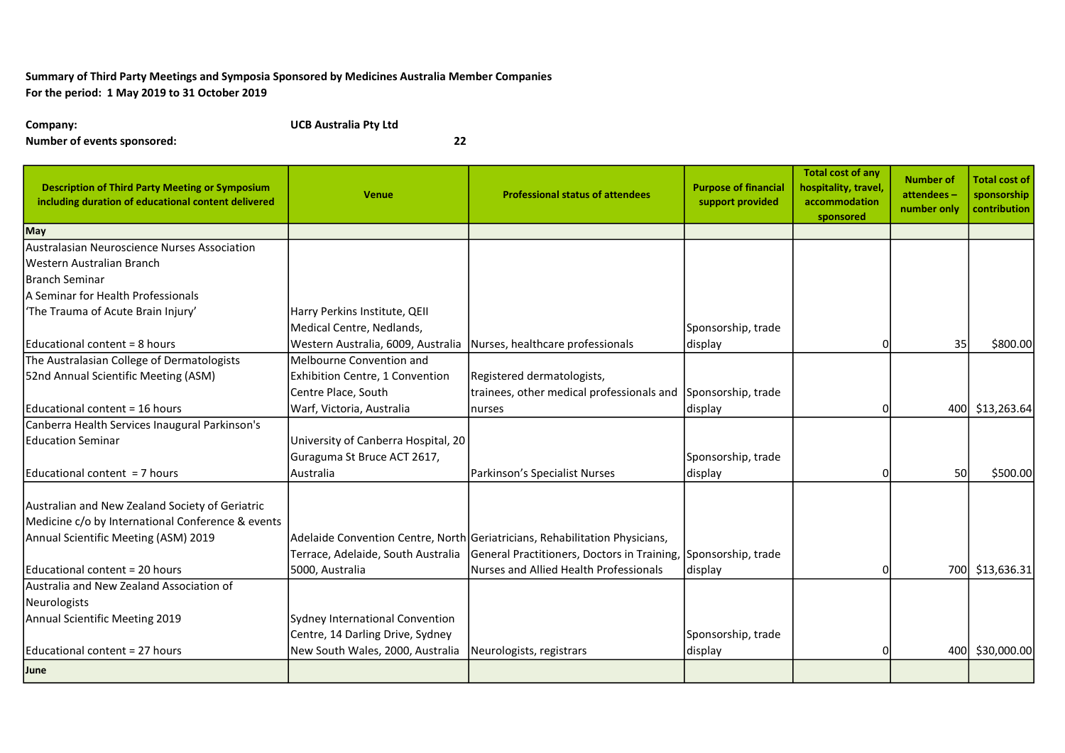**Summary of Third Party Meetings and Symposia Sponsored by Medicines Australia Member Companies**
**For the period: 1 May 2019 to 31 October 2019**

**Company:** **UCB Australia Pty Ltd**
**Number of events sponsored:** **22**

| Description of Third Party Meeting or Symposium including duration of educational content delivered | Venue | Professional status of attendees | Purpose of financial support provided | Total cost of any hospitality, travel, accommodation sponsored | Number of attendees – number only | Total cost of sponsorship contribution |
|---|---|---|---|---|---|---|
| **May** | | | | | | |
| Australasian Neuroscience Nurses Association Western Australian Branch Branch Seminar A Seminar for Health Professionals 'The Trauma of Acute Brain Injury' Educational content = 8 hours | Harry Perkins Institute, QEII Medical Centre, Nedlands, Western Australia, 6009, Australia | Nurses, healthcare professionals | Sponsorship, trade display | 0 | 35 | $800.00 |
| The Australasian College of Dermatologists 52nd Annual Scientific Meeting (ASM) Educational content = 16 hours | Melbourne Convention and Exhibition Centre, 1 Convention Centre Place, South Warf, Victoria, Australia | Registered dermatologists, trainees, other medical professionals and nurses | Sponsorship, trade display | 0 | 400 | $13,263.64 |
| Canberra Health Services Inaugural Parkinson's Education Seminar Educational content = 7 hours | University of Canberra Hospital, 20 Guraguma St Bruce ACT 2617, Australia | Parkinson's Specialist Nurses | Sponsorship, trade display | 0 | 50 | $500.00 |
| Australian and New Zealand Society of Geriatric Medicine c/o by International Conference & events Annual Scientific Meeting (ASM) 2019 Educational content = 20 hours | Adelaide Convention Centre, North Terrace, Adelaide, South Australia 5000, Australia | Geriatricians, Rehabilitation Physicians, General Practitioners, Doctors in Training, Nurses and Allied Health Professionals | Sponsorship, trade display | 0 | 700 | $13,636.31 |
| Australia and New Zealand Association of Neurologists Annual Scientific Meeting 2019 Educational content = 27 hours | Sydney International Convention Centre, 14 Darling Drive, Sydney New South Wales, 2000, Australia | Neurologists, registrars | Sponsorship, trade display | 0 | 400 | $30,000.00 |
| **June** | | | | | | |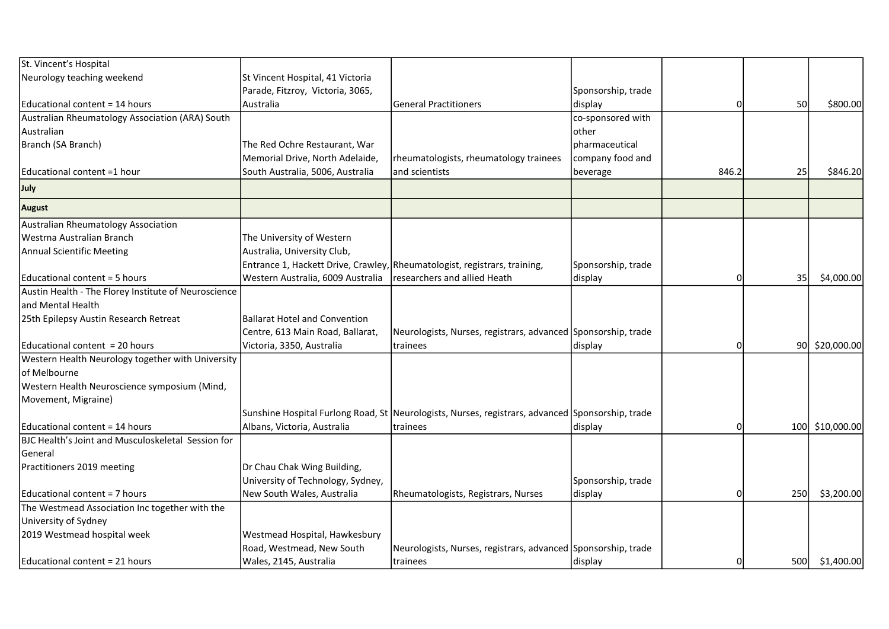| | | | | | | |
|---|---|---|---|---|---|---|
| St. Vincent's Hospital<br>Neurology teaching weekend<br><br>Educational content = 14 hours | St Vincent Hospital, 41 Victoria Parade, Fitzroy, Victoria, 3065, Australia | General Practitioners | Sponsorship, trade display | 0 | 50 | $800.00 |
| Australian Rheumatology Association (ARA) South Australian<br>Branch (SA Branch)<br><br>Educational content =1 hour | The Red Ochre Restaurant, War Memorial Drive, North Adelaide, South Australia, 5006, Australia | rheumatologists, rheumatology trainees and scientists | co-sponsored with other pharmaceutical company food and beverage | 846.2 | 25 | $846.20 |
| **July** | | | | | | |
| **August** | | | | | | |
| Australian Rheumatology Association<br>Westrna Australian Branch<br>Annual Scientific Meeting<br><br>Educational content = 5 hours | The University of Western Australia, University Club, Entrance 1, Hackett Drive, Crawley, Western Australia, 6009 Australia | Rheumatologist, registrars, training, researchers and allied Heath | Sponsorship, trade display | 0 | 35 | $4,000.00 |
| Austin Health - The Florey Institute of Neuroscience and Mental Health<br>25th Epilepsy Austin Research Retreat<br><br>Educational content = 20 hours | Ballarat Hotel and Convention Centre, 613 Main Road, Ballarat, Victoria, 3350, Australia | Neurologists, Nurses, registrars, advanced trainees | Sponsorship, trade display | 0 | 90 | $20,000.00 |
| Western Health Neurology together with University of Melbourne<br>Western Health Neuroscience symposium (Mind, Movement, Migraine)<br><br>Educational content = 14 hours | Sunshine Hospital Furlong Road, St Albans, Victoria, Australia | Neurologists, Nurses, registrars, advanced trainees | Sponsorship, trade display | 0 | 100 | $10,000.00 |
| BJC Health's Joint and Musculoskeletal Session for General<br>Practitioners 2019 meeting<br><br>Educational content = 7 hours | Dr Chau Chak Wing Building, University of Technology, Sydney, New South Wales, Australia | Rheumatologists, Registrars, Nurses | Sponsorship, trade display | 0 | 250 | $3,200.00 |
| The Westmead Association Inc together with the University of Sydney<br>2019 Westmead hospital week<br><br>Educational content = 21 hours | Westmead Hospital, Hawkesbury Road, Westmead, New South Wales, 2145, Australia | Neurologists, Nurses, registrars, advanced trainees | Sponsorship, trade display | 0 | 500 | $1,400.00 |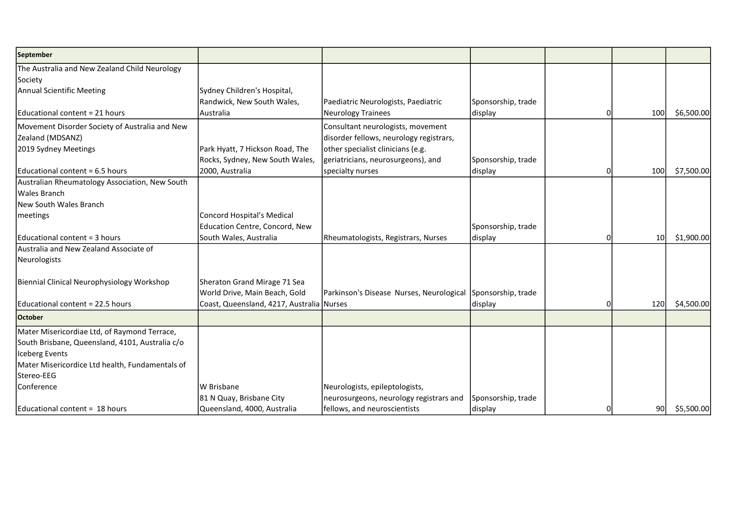| September | | | | | | |
|---|---|---|---|---|---|---|
| The Australia and New Zealand Child Neurology Society<br>Annual Scientific Meeting<br><br>Educational content = 21 hours | Sydney Children's Hospital, Randwick, New South Wales, Australia | Paediatric Neurologists, Paediatric Neurology Trainees | Sponsorship, trade display | 0 | 100 | $6,500.00 |
| Movement Disorder Society of Australia and New Zealand (MDSANZ)<br>2019 Sydney Meetings<br><br>Educational content = 6.5 hours | Park Hyatt, 7 Hickson Road, The Rocks, Sydney, New South Wales, 2000, Australia | Consultant neurologists, movement disorder fellows, neurology registrars, other specialist clinicians (e.g. geriatricians, neurosurgeons), and specialty nurses | Sponsorship, trade display | 0 | 100 | $7,500.00 |
| Australian Rheumatology Association, New South Wales Branch<br>New South Wales Branch meetings<br><br>Educational content = 3 hours | Concord Hospital's Medical Education Centre, Concord, New South Wales, Australia | Rheumatologists, Registrars, Nurses | Sponsorship, trade display | 0 | 10 | $1,900.00 |
| Australia and New Zealand Associate of Neurologists<br><br>Biennial Clinical Neurophysiology Workshop<br><br>Educational content = 22.5 hours | Sheraton Grand Mirage 71 Sea World Drive, Main Beach, Gold Coast, Queensland, 4217, Australia | Parkinson's Disease Nurses, Neurological Nurses | Sponsorship, trade display | 0 | 120 | $4,500.00 |
| **October** | | | | | | |
| Mater Misericordiae Ltd, of Raymond Terrace, South Brisbane, Queensland, 4101, Australia c/o Iceberg Events<br>Mater Misericordice Ltd health, Fundamentals of Stereo-EEG Conference<br><br>Educational content = 18 hours | W Brisbane<br>81 N Quay, Brisbane City Queensland, 4000, Australia | Neurologists, epileptologists, neurosurgeons, neurology registrars and fellows, and neuroscientists | Sponsorship, trade display | 0 | 90 | $5,500.00 |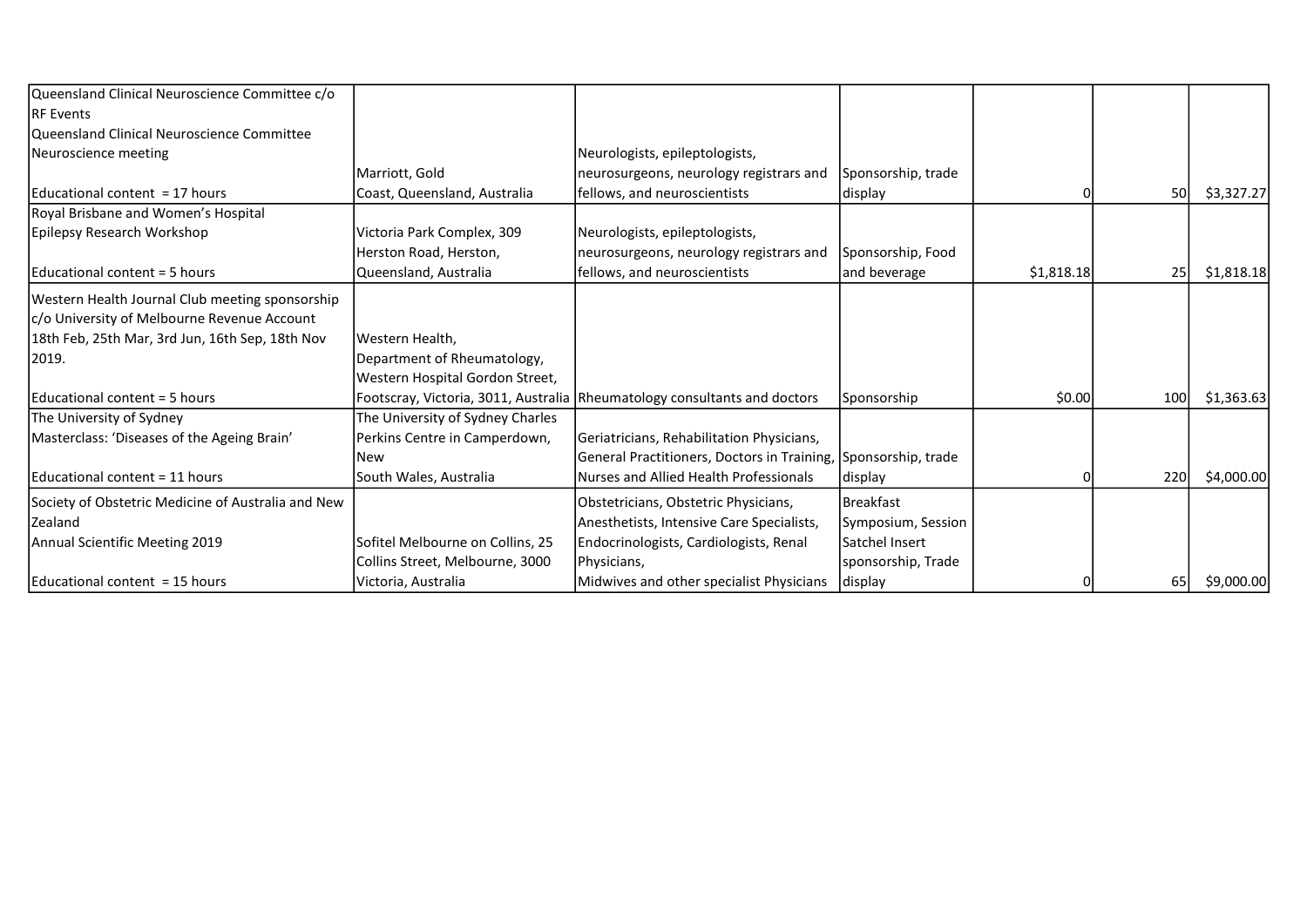| | | | | | | |
|---|---|---|---|---|---|---|
| Queensland Clinical Neuroscience Committee c/o RF Events<br>Queensland Clinical Neuroscience Committee Neuroscience meeting<br><br>Educational content = 17 hours | Marriott, Gold Coast, Queensland, Australia | Neurologists, epileptologists, neurosurgeons, neurology registrars and fellows, and neuroscientists | Sponsorship, trade display | 0 | 50 | $3,327.27 |
| Royal Brisbane and Women's Hospital<br>Epilepsy Research Workshop<br><br>Educational content = 5 hours | Victoria Park Complex, 309 Herston Road, Herston, Queensland, Australia | Neurologists, epileptologists, neurosurgeons, neurology registrars and fellows, and neuroscientists | Sponsorship, Food and beverage | $1,818.18 | 25 | $1,818.18 |
| Western Health Journal Club meeting sponsorship c/o University of Melbourne Revenue Account<br>18th Feb, 25th Mar, 3rd Jun, 16th Sep, 18th Nov 2019.<br><br>Educational content = 5 hours | Western Health, Department of Rheumatology, Western Hospital Gordon Street, Footscray, Victoria, 3011, Australia | Rheumatology consultants and doctors | Sponsorship | $0.00 | 100 | $1,363.63 |
| The University of Sydney<br>Masterclass: 'Diseases of the Ageing Brain'<br><br>Educational content = 11 hours | The University of Sydney Charles Perkins Centre in Camperdown, New South Wales, Australia | Geriatricians, Rehabilitation Physicians, General Practitioners, Doctors in Training, Nurses and Allied Health Professionals | Sponsorship, trade display | 0 | 220 | $4,000.00 |
| Society of Obstetric Medicine of Australia and New Zealand<br>Annual Scientific Meeting 2019<br><br>Educational content = 15 hours | Sofitel Melbourne on Collins, 25 Collins Street, Melbourne, 3000 Victoria, Australia | Obstetricians, Obstetric Physicians, Anesthetists, Intensive Care Specialists, Endocrinologists, Cardiologists, Renal Physicians,<br>Midwives and other specialist Physicians | Breakfast Symposium, Session Satchel Insert sponsorship, Trade display | 0 | 65 | $9,000.00 |